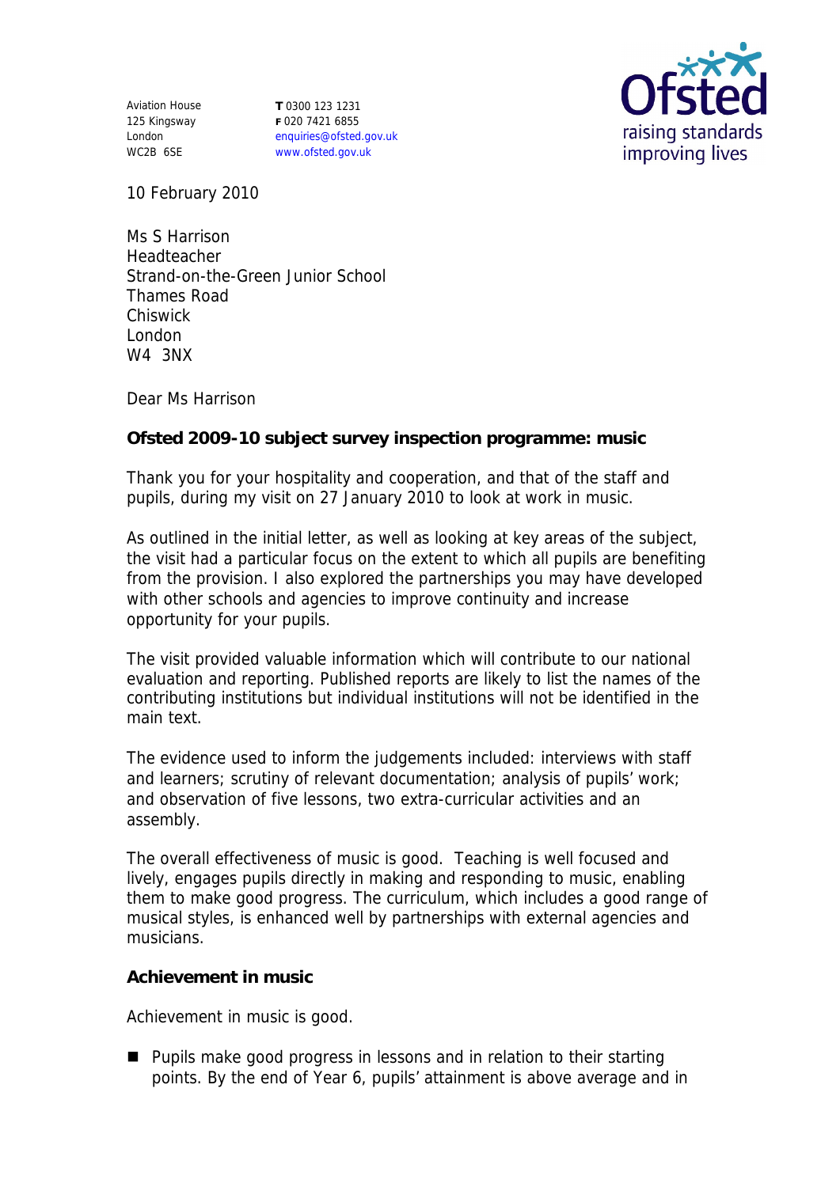Aviation House
125 Kingsway
London
WC2B 6SE

**T** 0300 123 1231
**F** 020 7421 6855
enquiries@ofsted.gov.uk
www.ofsted.gov.uk

Ofsted
raising standards
improving lives

10 February 2010

Ms S Harrison
Headteacher
Strand-on-the-Green Junior School
Thames Road
Chiswick
London
W4 3NX

Dear Ms Harrison

**Ofsted 2009-10 subject survey inspection programme: music**

Thank you for your hospitality and cooperation, and that of the staff and pupils, during my visit on 27 January 2010 to look at work in music.

As outlined in the initial letter, as well as looking at key areas of the subject, the visit had a particular focus on the extent to which all pupils are benefiting from the provision. I also explored the partnerships you may have developed with other schools and agencies to improve continuity and increase opportunity for your pupils.

The visit provided valuable information which will contribute to our national evaluation and reporting. Published reports are likely to list the names of the contributing institutions but individual institutions will not be identified in the main text.

The evidence used to inform the judgements included: interviews with staff and learners; scrutiny of relevant documentation; analysis of pupils' work; and observation of five lessons, two extra-curricular activities and an assembly.

The overall effectiveness of music is good. Teaching is well focused and lively, engages pupils directly in making and responding to music, enabling them to make good progress. The curriculum, which includes a good range of musical styles, is enhanced well by partnerships with external agencies and musicians.

**Achievement in music**

Achievement in music is good.

- Pupils make good progress in lessons and in relation to their starting points. By the end of Year 6, pupils' attainment is above average and in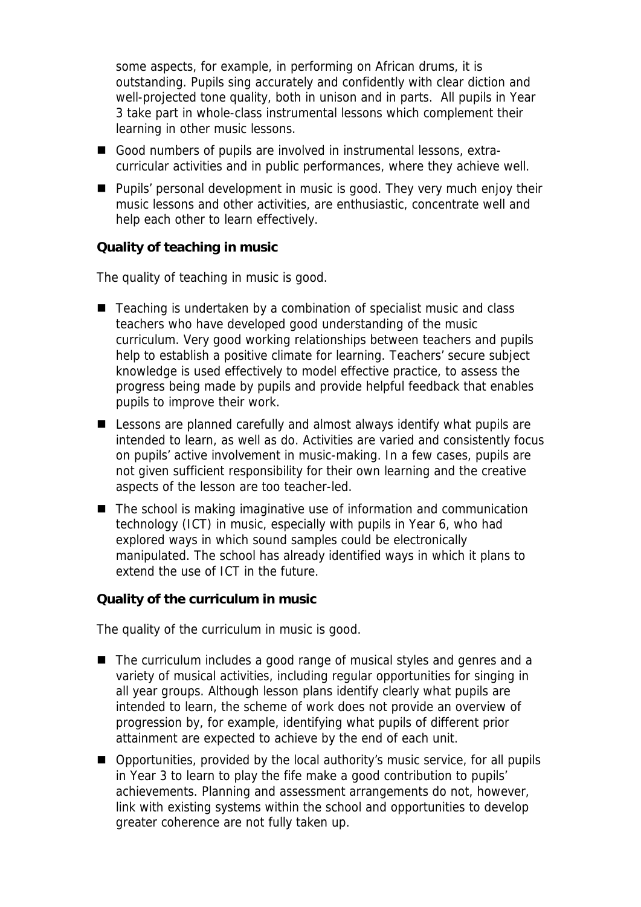some aspects, for example, in performing on African drums, it is outstanding. Pupils sing accurately and confidently with clear diction and well-projected tone quality, both in unison and in parts. All pupils in Year 3 take part in whole-class instrumental lessons which complement their learning in other music lessons.

- Good numbers of pupils are involved in instrumental lessons, extra-curricular activities and in public performances, where they achieve well.
- Pupils' personal development in music is good. They very much enjoy their music lessons and other activities, are enthusiastic, concentrate well and help each other to learn effectively.

**Quality of teaching in music**

The quality of teaching in music is good.

- Teaching is undertaken by a combination of specialist music and class teachers who have developed good understanding of the music curriculum. Very good working relationships between teachers and pupils help to establish a positive climate for learning. Teachers' secure subject knowledge is used effectively to model effective practice, to assess the progress being made by pupils and provide helpful feedback that enables pupils to improve their work.
- Lessons are planned carefully and almost always identify what pupils are intended to learn, as well as do. Activities are varied and consistently focus on pupils' active involvement in music-making. In a few cases, pupils are not given sufficient responsibility for their own learning and the creative aspects of the lesson are too teacher-led.
- The school is making imaginative use of information and communication technology (ICT) in music, especially with pupils in Year 6, who had explored ways in which sound samples could be electronically manipulated. The school has already identified ways in which it plans to extend the use of ICT in the future.

**Quality of the curriculum in music**

The quality of the curriculum in music is good.

- The curriculum includes a good range of musical styles and genres and a variety of musical activities, including regular opportunities for singing in all year groups. Although lesson plans identify clearly what pupils are intended to learn, the scheme of work does not provide an overview of progression by, for example, identifying what pupils of different prior attainment are expected to achieve by the end of each unit.
- Opportunities, provided by the local authority's music service, for all pupils in Year 3 to learn to play the fife make a good contribution to pupils' achievements. Planning and assessment arrangements do not, however, link with existing systems within the school and opportunities to develop greater coherence are not fully taken up.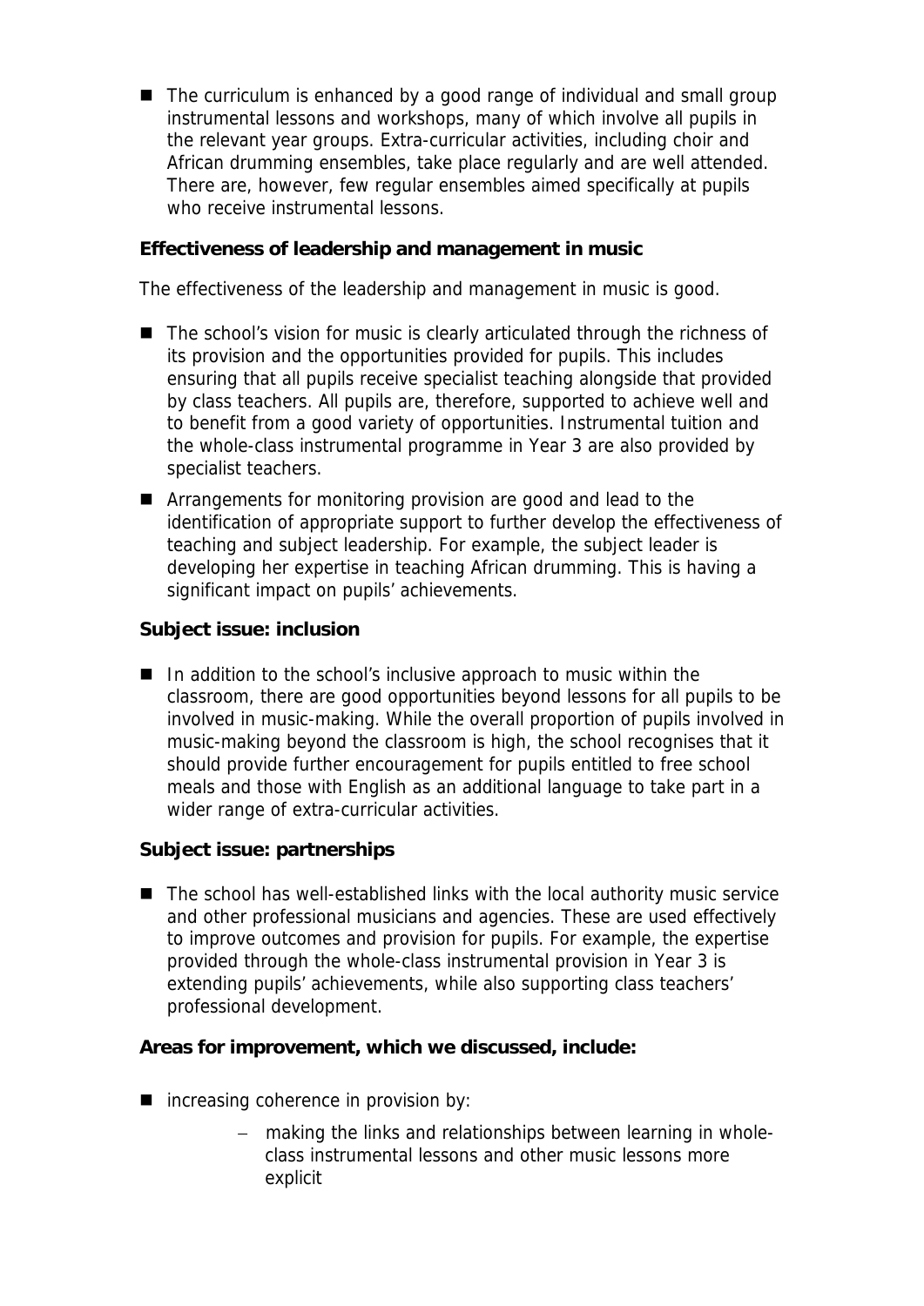- The curriculum is enhanced by a good range of individual and small group instrumental lessons and workshops, many of which involve all pupils in the relevant year groups. Extra-curricular activities, including choir and African drumming ensembles, take place regularly and are well attended. There are, however, few regular ensembles aimed specifically at pupils who receive instrumental lessons.

**Effectiveness of leadership and management in music**

The effectiveness of the leadership and management in music is good.

- The school's vision for music is clearly articulated through the richness of its provision and the opportunities provided for pupils. This includes ensuring that all pupils receive specialist teaching alongside that provided by class teachers. All pupils are, therefore, supported to achieve well and to benefit from a good variety of opportunities. Instrumental tuition and the whole-class instrumental programme in Year 3 are also provided by specialist teachers.
- Arrangements for monitoring provision are good and lead to the identification of appropriate support to further develop the effectiveness of teaching and subject leadership. For example, the subject leader is developing her expertise in teaching African drumming. This is having a significant impact on pupils' achievements.

**Subject issue: inclusion**

- In addition to the school's inclusive approach to music within the classroom, there are good opportunities beyond lessons for all pupils to be involved in music-making. While the overall proportion of pupils involved in music-making beyond the classroom is high, the school recognises that it should provide further encouragement for pupils entitled to free school meals and those with English as an additional language to take part in a wider range of extra-curricular activities.

**Subject issue: partnerships**

- The school has well-established links with the local authority music service and other professional musicians and agencies. These are used effectively to improve outcomes and provision for pupils. For example, the expertise provided through the whole-class instrumental provision in Year 3 is extending pupils' achievements, while also supporting class teachers' professional development.

**Areas for improvement, which we discussed, include:**

- increasing coherence in provision by:
  - making the links and relationships between learning in whole-class instrumental lessons and other music lessons more explicit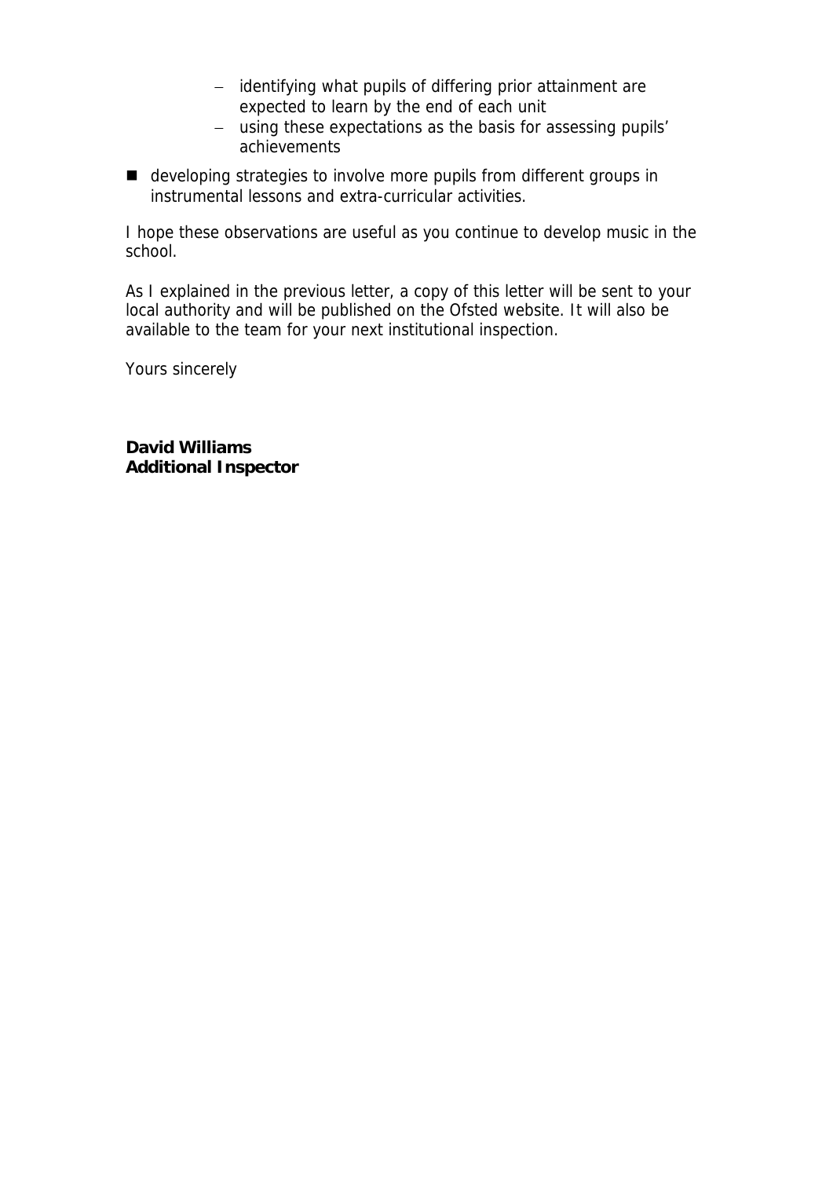- identifying what pupils of differing prior attainment are expected to learn by the end of each unit
  - using these expectations as the basis for assessing pupils' achievements

- developing strategies to involve more pupils from different groups in instrumental lessons and extra-curricular activities.

I hope these observations are useful as you continue to develop music in the school.

As I explained in the previous letter, a copy of this letter will be sent to your local authority and will be published on the Ofsted website. It will also be available to the team for your next institutional inspection.

Yours sincerely

**David Williams**
**Additional Inspector**